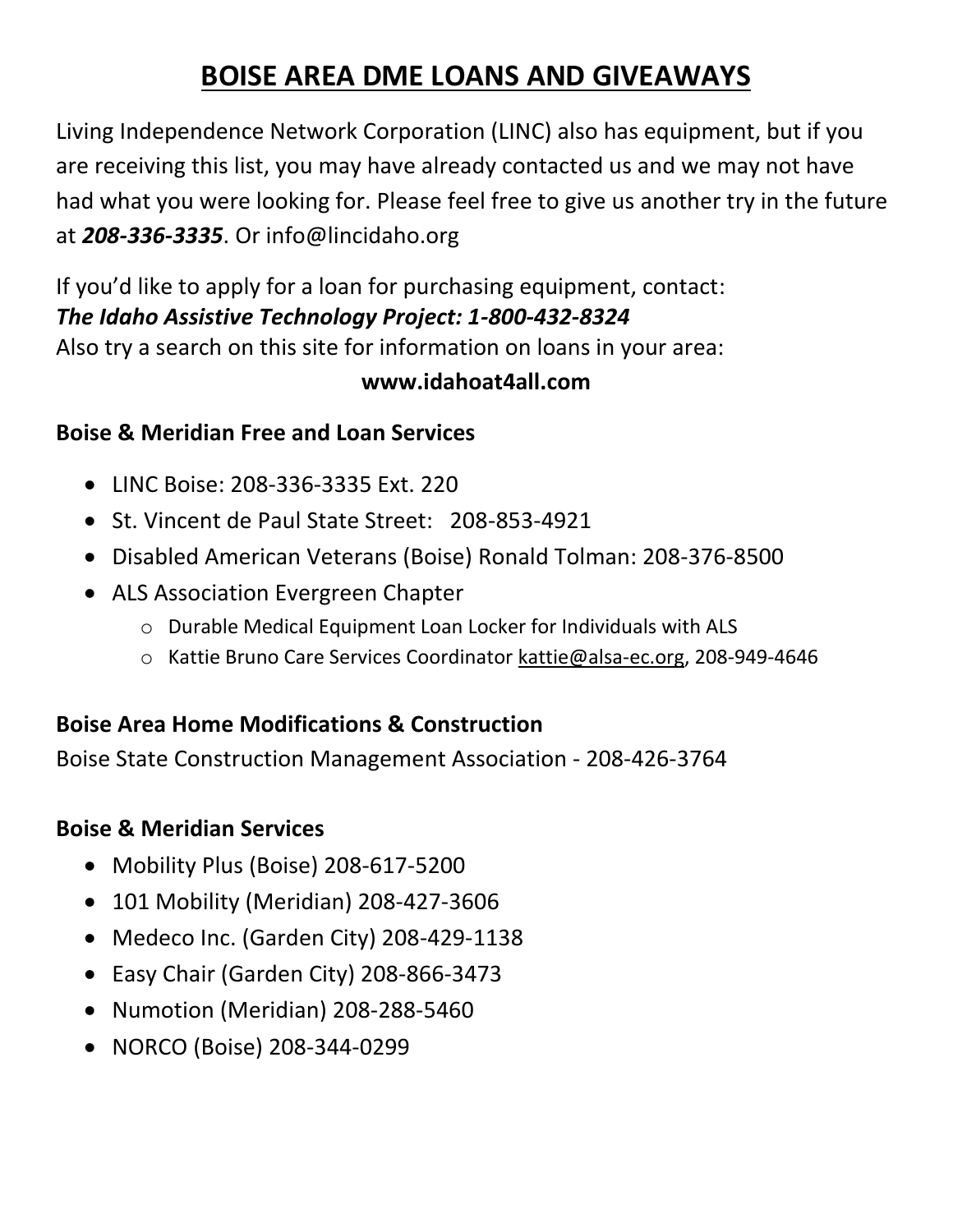# BOISE AREA DME LOANS AND GIVEAWAYS

Living Independence Network Corporation (LINC) also has equipment, but if you are receiving this list, you may have already contacted us and we may not have had what you were looking for. Please feel free to give us another try in the future at ***208-336-3335***. Or info@lincidaho.org

If you'd like to apply for a loan for purchasing equipment, contact:
***The Idaho Assistive Technology Project: 1-800-432-8324***
Also try a search on this site for information on loans in your area:

**www.idahoat4all.com**

### Boise & Meridian Free and Loan Services

- LINC Boise: 208-336-3335 Ext. 220
- St. Vincent de Paul State Street: 208-853-4921
- Disabled American Veterans (Boise) Ronald Tolman: 208-376-8500
- ALS Association Evergreen Chapter
  - Durable Medical Equipment Loan Locker for Individuals with ALS
  - Kattie Bruno Care Services Coordinator kattie@alsa-ec.org, 208-949-4646

### Boise Area Home Modifications & Construction

Boise State Construction Management Association - 208-426-3764

### Boise & Meridian Services

- Mobility Plus (Boise) 208-617-5200
- 101 Mobility (Meridian) 208-427-3606
- Medeco Inc. (Garden City) 208-429-1138
- Easy Chair (Garden City) 208-866-3473
- Numotion (Meridian) 208-288-5460
- NORCO (Boise) 208-344-0299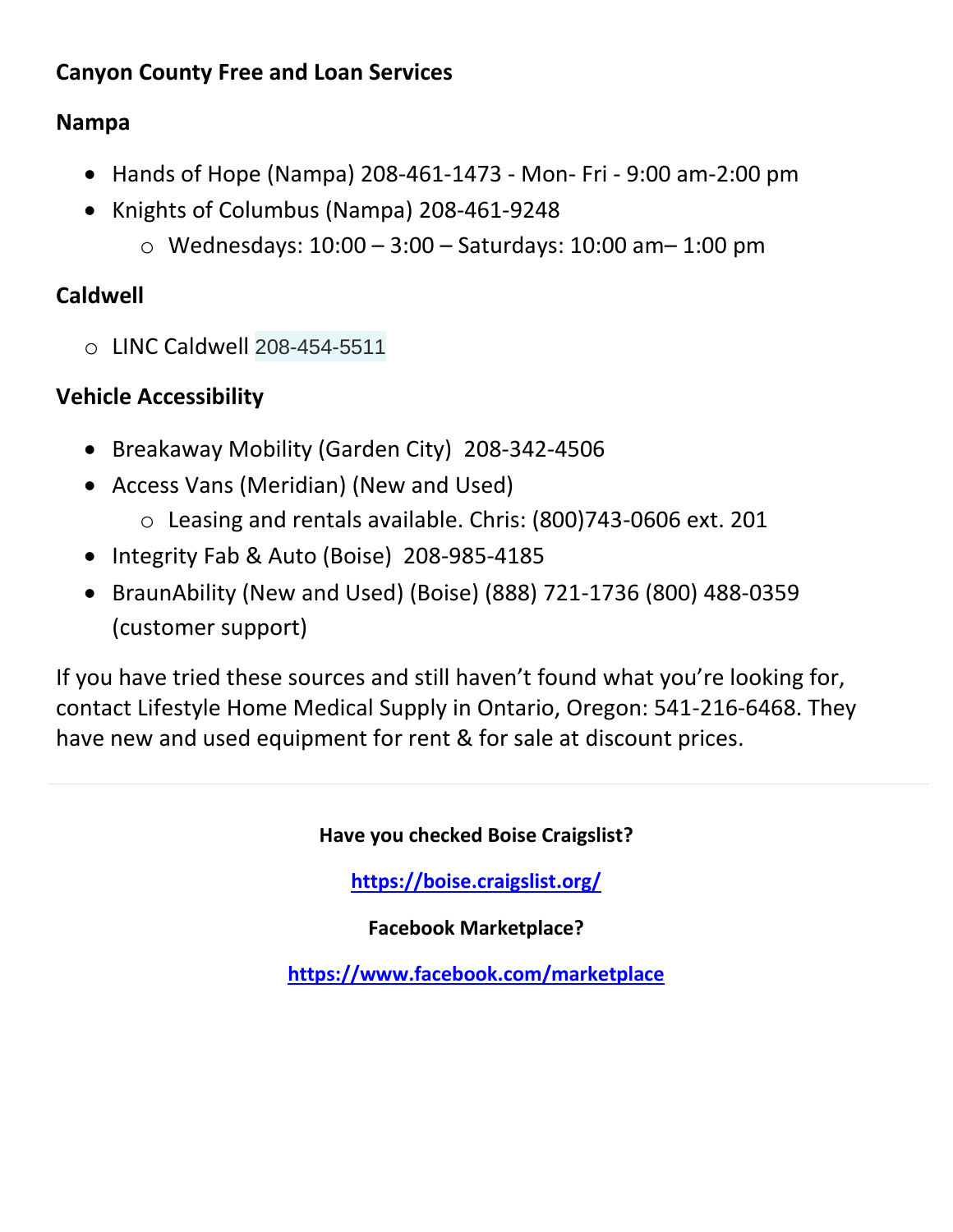**Canyon County Free and Loan Services**

**Nampa**

- Hands of Hope (Nampa) 208-461-1473 - Mon- Fri - 9:00 am-2:00 pm
- Knights of Columbus (Nampa) 208-461-9248
  - Wednesdays: 10:00 – 3:00 – Saturdays: 10:00 am– 1:00 pm

**Caldwell**

- LINC Caldwell 208-454-5511

**Vehicle Accessibility**

- Breakaway Mobility (Garden City) 208-342-4506
- Access Vans (Meridian) (New and Used)
  - Leasing and rentals available. Chris: (800)743-0606 ext. 201
- Integrity Fab & Auto (Boise) 208-985-4185
- BraunAbility (New and Used) (Boise) (888) 721-1736 (800) 488-0359 (customer support)

If you have tried these sources and still haven't found what you're looking for, contact Lifestyle Home Medical Supply in Ontario, Oregon: 541-216-6468. They have new and used equipment for rent & for sale at discount prices.

---

**Have you checked Boise Craigslist?**

**https://boise.craigslist.org/**

**Facebook Marketplace?**

**https://www.facebook.com/marketplace**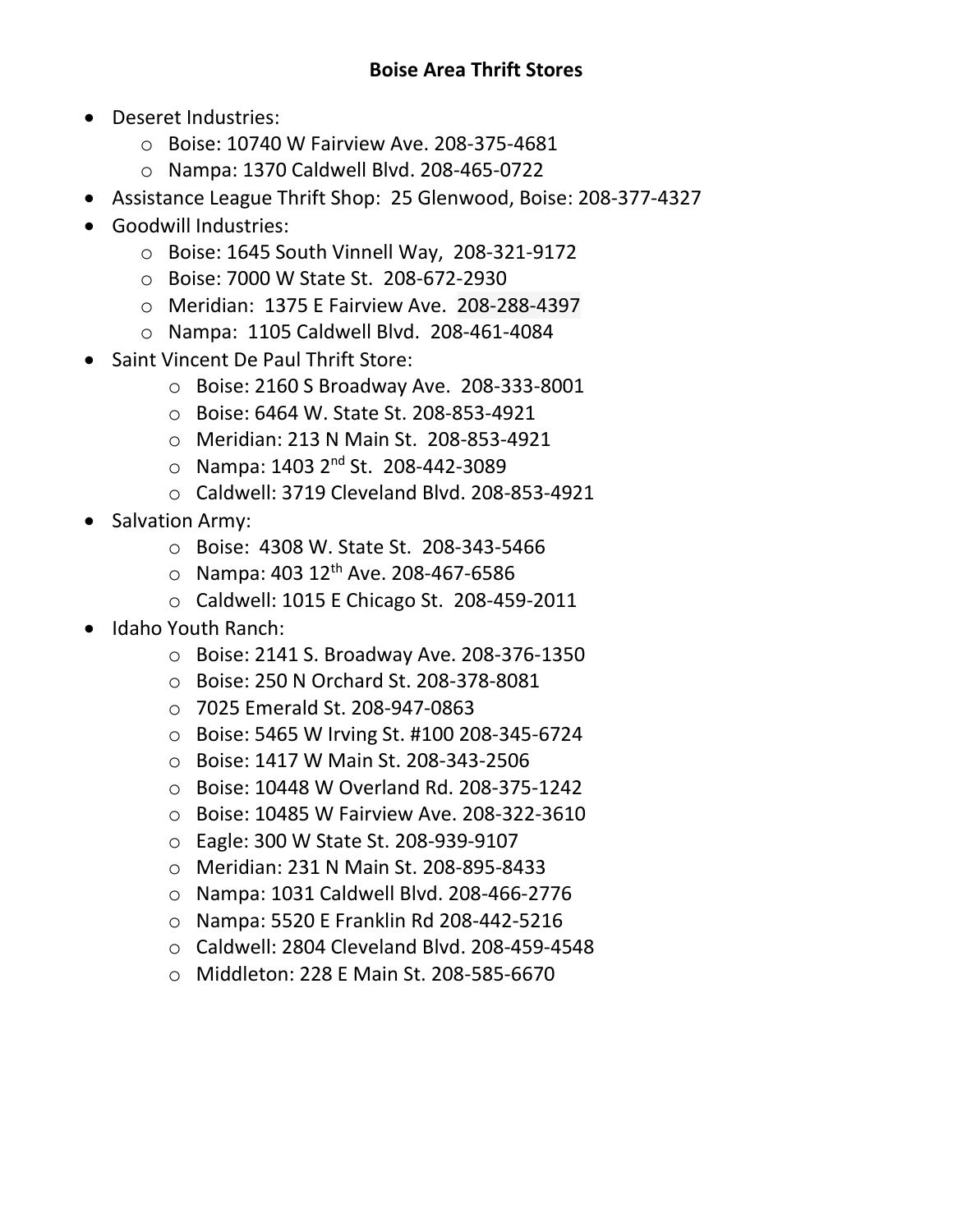**Boise Area Thrift Stores**

- Deseret Industries:
  - Boise: 10740 W Fairview Ave. 208-375-4681
  - Nampa: 1370 Caldwell Blvd. 208-465-0722
- Assistance League Thrift Shop: 25 Glenwood, Boise: 208-377-4327
- Goodwill Industries:
  - Boise: 1645 South Vinnell Way, 208-321-9172
  - Boise: 7000 W State St. 208-672-2930
  - Meridian: 1375 E Fairview Ave. 208-288-4397
  - Nampa: 1105 Caldwell Blvd. 208-461-4084
- Saint Vincent De Paul Thrift Store:
  - Boise: 2160 S Broadway Ave. 208-333-8001
  - Boise: 6464 W. State St. 208-853-4921
  - Meridian: 213 N Main St. 208-853-4921
  - Nampa: 1403 2nd St. 208-442-3089
  - Caldwell: 3719 Cleveland Blvd. 208-853-4921
- Salvation Army:
  - Boise: 4308 W. State St. 208-343-5466
  - Nampa: 403 12th Ave. 208-467-6586
  - Caldwell: 1015 E Chicago St. 208-459-2011
- Idaho Youth Ranch:
  - Boise: 2141 S. Broadway Ave. 208-376-1350
  - Boise: 250 N Orchard St. 208-378-8081
  - 7025 Emerald St. 208-947-0863
  - Boise: 5465 W Irving St. #100 208-345-6724
  - Boise: 1417 W Main St. 208-343-2506
  - Boise: 10448 W Overland Rd. 208-375-1242
  - Boise: 10485 W Fairview Ave. 208-322-3610
  - Eagle: 300 W State St. 208-939-9107
  - Meridian: 231 N Main St. 208-895-8433
  - Nampa: 1031 Caldwell Blvd. 208-466-2776
  - Nampa: 5520 E Franklin Rd 208-442-5216
  - Caldwell: 2804 Cleveland Blvd. 208-459-4548
  - Middleton: 228 E Main St. 208-585-6670